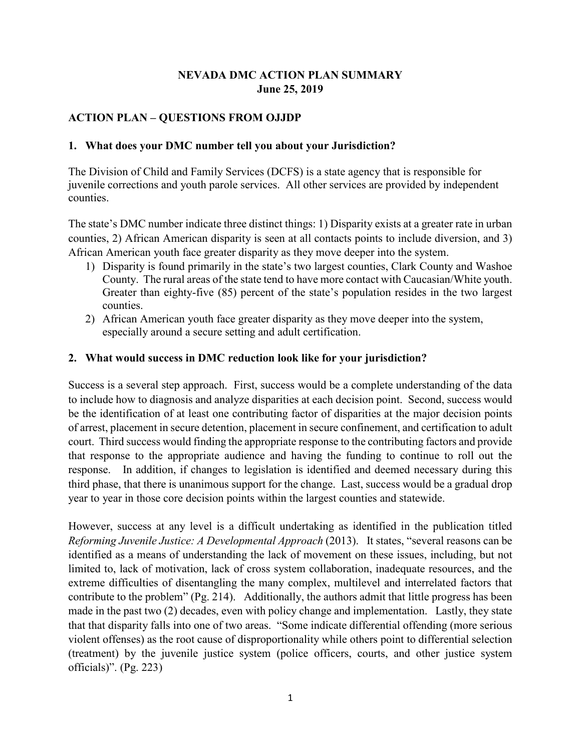# NEVADA DMC ACTION PLAN SUMMARY

**June 25, 2019**

## ACTION PLAN – QUESTIONS FROM OJJDP

### 1. What does your DMC number tell you about your Jurisdiction?

The Division of Child and Family Services (DCFS) is a state agency that is responsible for juvenile corrections and youth parole services. All other services are provided by independent counties.

The state's DMC number indicate three distinct things: 1) Disparity exists at a greater rate in urban counties, 2) African American disparity is seen at all contacts points to include diversion, and 3) African American youth face greater disparity as they move deeper into the system.

1) Disparity is found primarily in the state's two largest counties, Clark County and Washoe County. The rural areas of the state tend to have more contact with Caucasian/White youth. Greater than eighty-five (85) percent of the state's population resides in the two largest counties.
2) African American youth face greater disparity as they move deeper into the system, especially around a secure setting and adult certification.

### 2. What would success in DMC reduction look like for your jurisdiction?

Success is a several step approach. First, success would be a complete understanding of the data to include how to diagnosis and analyze disparities at each decision point. Second, success would be the identification of at least one contributing factor of disparities at the major decision points of arrest, placement in secure detention, placement in secure confinement, and certification to adult court. Third success would finding the appropriate response to the contributing factors and provide that response to the appropriate audience and having the funding to continue to roll out the response. In addition, if changes to legislation is identified and deemed necessary during this third phase, that there is unanimous support for the change. Last, success would be a gradual drop year to year in those core decision points within the largest counties and statewide.

However, success at any level is a difficult undertaking as identified in the publication titled *Reforming Juvenile Justice: A Developmental Approach* (2013). It states, "several reasons can be identified as a means of understanding the lack of movement on these issues, including, but not limited to, lack of motivation, lack of cross system collaboration, inadequate resources, and the extreme difficulties of disentangling the many complex, multilevel and interrelated factors that contribute to the problem" (Pg. 214). Additionally, the authors admit that little progress has been made in the past two (2) decades, even with policy change and implementation. Lastly, they state that that disparity falls into one of two areas. "Some indicate differential offending (more serious violent offenses) as the root cause of disproportionality while others point to differential selection (treatment) by the juvenile justice system (police officers, courts, and other justice system officials)". (Pg. 223)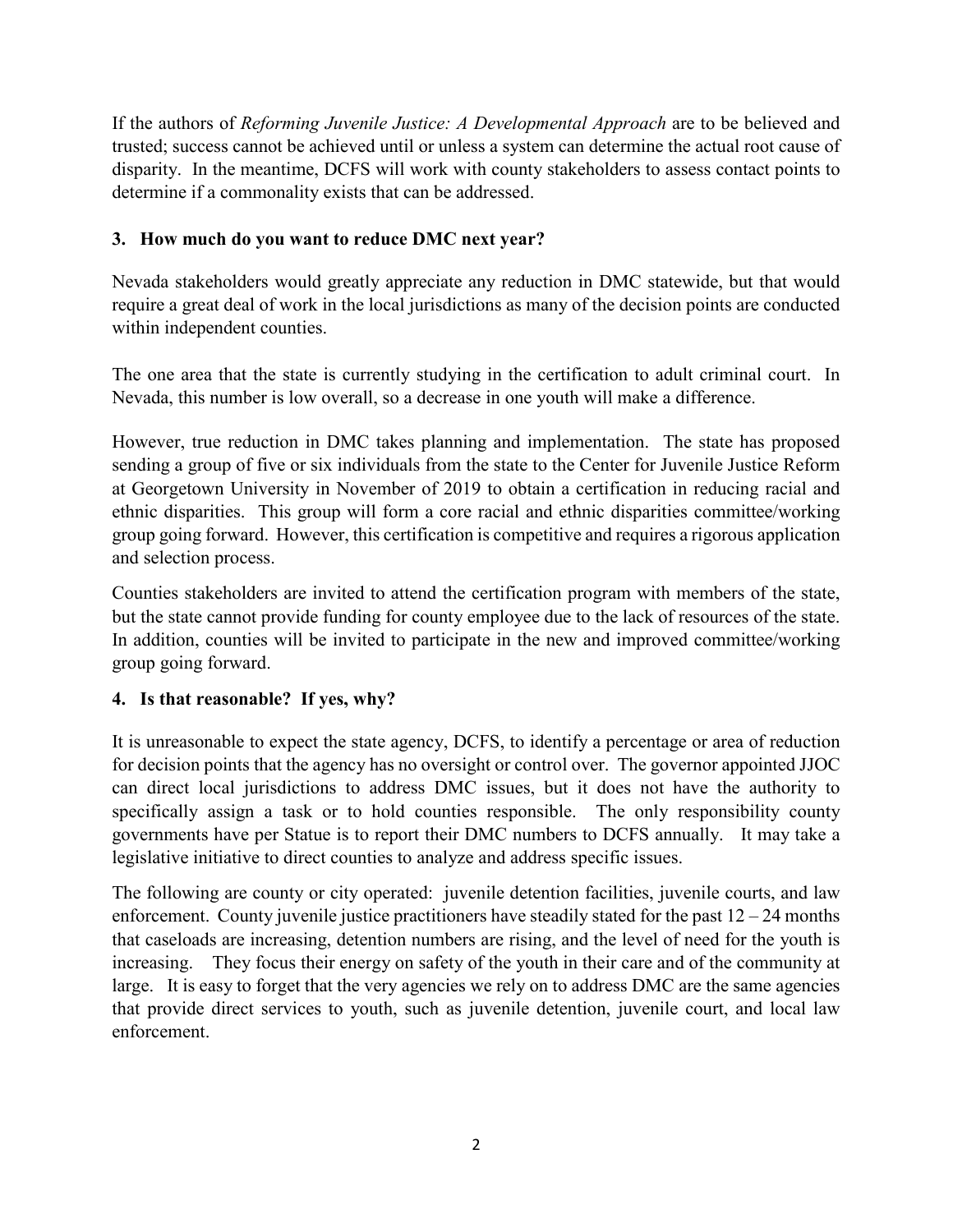If the authors of *Reforming Juvenile Justice: A Developmental Approach* are to be believed and trusted; success cannot be achieved until or unless a system can determine the actual root cause of disparity. In the meantime, DCFS will work with county stakeholders to assess contact points to determine if a commonality exists that can be addressed.

### 3. How much do you want to reduce DMC next year?

Nevada stakeholders would greatly appreciate any reduction in DMC statewide, but that would require a great deal of work in the local jurisdictions as many of the decision points are conducted within independent counties.

The one area that the state is currently studying in the certification to adult criminal court. In Nevada, this number is low overall, so a decrease in one youth will make a difference.

However, true reduction in DMC takes planning and implementation. The state has proposed sending a group of five or six individuals from the state to the Center for Juvenile Justice Reform at Georgetown University in November of 2019 to obtain a certification in reducing racial and ethnic disparities. This group will form a core racial and ethnic disparities committee/working group going forward. However, this certification is competitive and requires a rigorous application and selection process.

Counties stakeholders are invited to attend the certification program with members of the state, but the state cannot provide funding for county employee due to the lack of resources of the state. In addition, counties will be invited to participate in the new and improved committee/working group going forward.

### 4. Is that reasonable? If yes, why?

It is unreasonable to expect the state agency, DCFS, to identify a percentage or area of reduction for decision points that the agency has no oversight or control over. The governor appointed JJOC can direct local jurisdictions to address DMC issues, but it does not have the authority to specifically assign a task or to hold counties responsible. The only responsibility county governments have per Statue is to report their DMC numbers to DCFS annually. It may take a legislative initiative to direct counties to analyze and address specific issues.

The following are county or city operated: juvenile detention facilities, juvenile courts, and law enforcement. County juvenile justice practitioners have steadily stated for the past 12 – 24 months that caseloads are increasing, detention numbers are rising, and the level of need for the youth is increasing. They focus their energy on safety of the youth in their care and of the community at large. It is easy to forget that the very agencies we rely on to address DMC are the same agencies that provide direct services to youth, such as juvenile detention, juvenile court, and local law enforcement.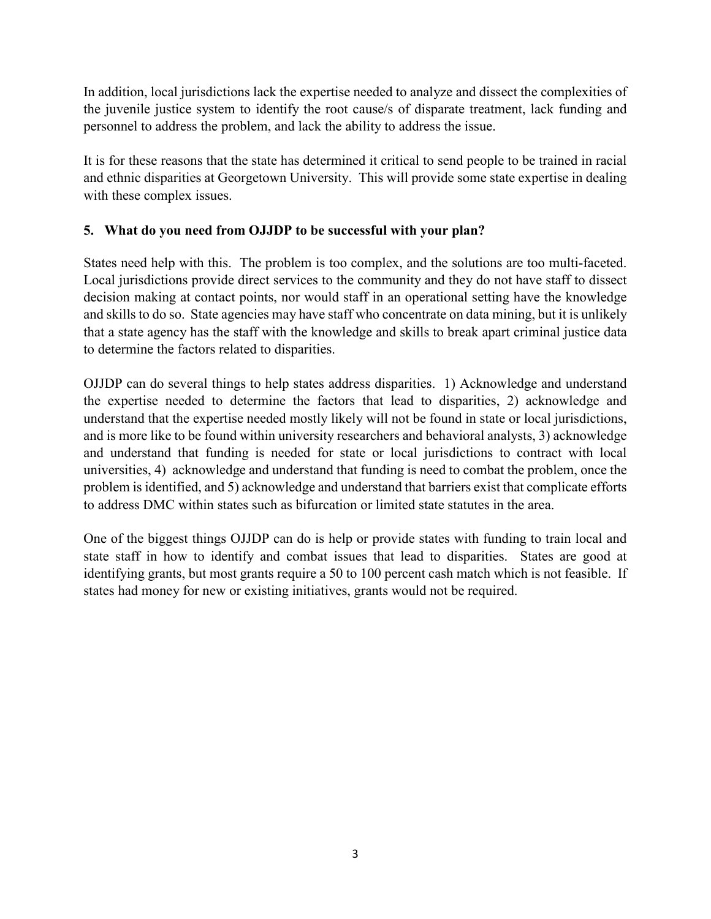In addition, local jurisdictions lack the expertise needed to analyze and dissect the complexities of the juvenile justice system to identify the root cause/s of disparate treatment, lack funding and personnel to address the problem, and lack the ability to address the issue.

It is for these reasons that the state has determined it critical to send people to be trained in racial and ethnic disparities at Georgetown University. This will provide some state expertise in dealing with these complex issues.

**5. What do you need from OJJDP to be successful with your plan?**

States need help with this. The problem is too complex, and the solutions are too multi-faceted. Local jurisdictions provide direct services to the community and they do not have staff to dissect decision making at contact points, nor would staff in an operational setting have the knowledge and skills to do so. State agencies may have staff who concentrate on data mining, but it is unlikely that a state agency has the staff with the knowledge and skills to break apart criminal justice data to determine the factors related to disparities.

OJJDP can do several things to help states address disparities. 1) Acknowledge and understand the expertise needed to determine the factors that lead to disparities, 2) acknowledge and understand that the expertise needed mostly likely will not be found in state or local jurisdictions, and is more like to be found within university researchers and behavioral analysts, 3) acknowledge and understand that funding is needed for state or local jurisdictions to contract with local universities, 4) acknowledge and understand that funding is need to combat the problem, once the problem is identified, and 5) acknowledge and understand that barriers exist that complicate efforts to address DMC within states such as bifurcation or limited state statutes in the area.

One of the biggest things OJJDP can do is help or provide states with funding to train local and state staff in how to identify and combat issues that lead to disparities. States are good at identifying grants, but most grants require a 50 to 100 percent cash match which is not feasible. If states had money for new or existing initiatives, grants would not be required.